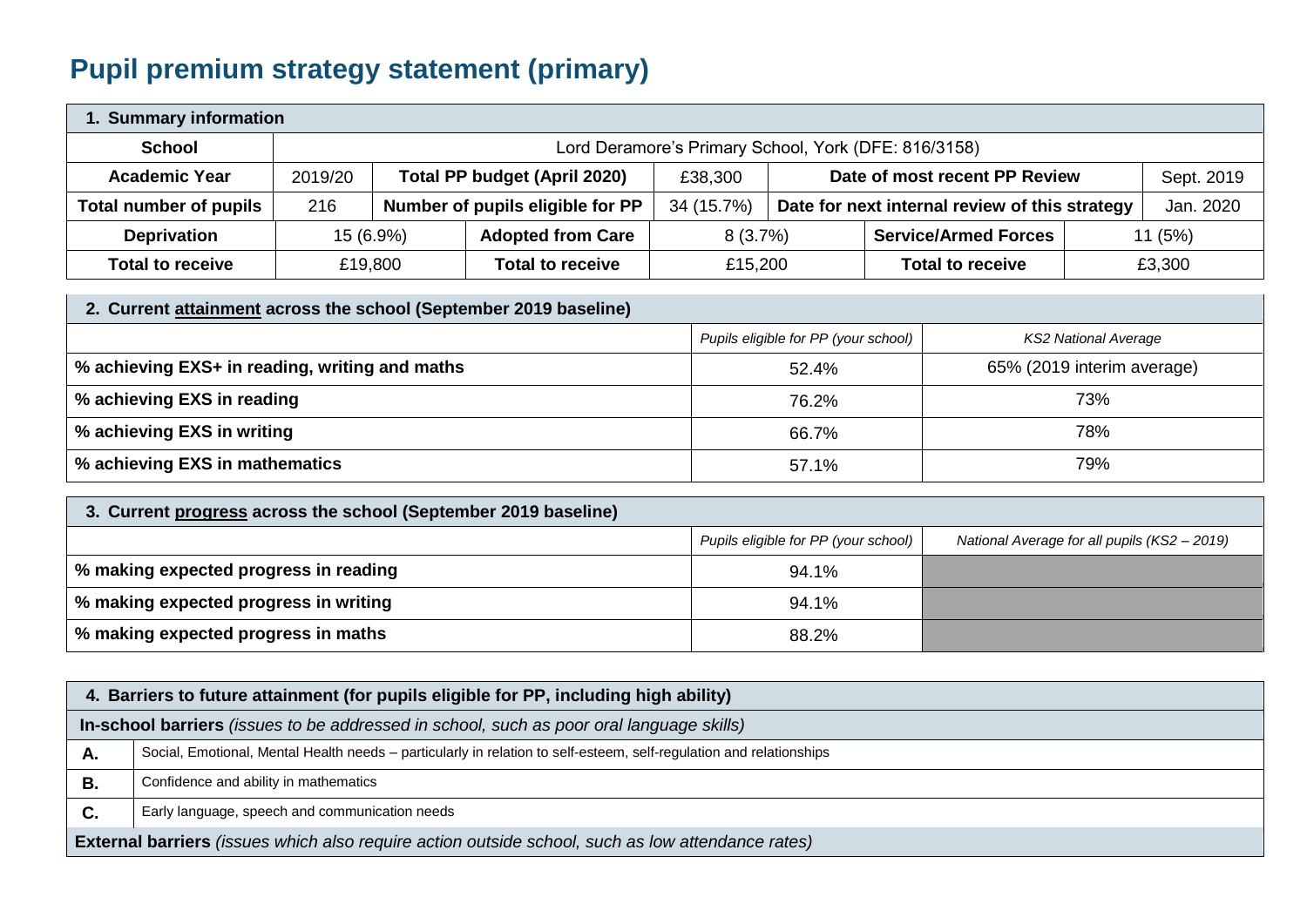# Pupil premium strategy statement (primary)

| 1. Summary information | | | | | | | |
|---|---|---|---|---|---|---|---|
| **School** | Lord Deramore's Primary School, York (DFE: 816/3158) | | | | | | |
| **Academic Year** | 2019/20 | **Total PP budget (April 2020)** | | £38,300 | **Date of most recent PP Review** | | Sept. 2019 |
| **Total number of pupils** | 216 | **Number of pupils eligible for PP** | | 34 (15.7%) | **Date for next internal review of this strategy** | | Jan. 2020 |
| **Deprivation** | 15 (6.9%) | | **Adopted from Care** | 8 (3.7%) | | **Service/Armed Forces** | 11 (5%) |
| **Total to receive** | £19,800 | | **Total to receive** | £15,200 | | **Total to receive** | £3,300 |

| 2. Current attainment across the school (September 2019 baseline) | | |
|---|---|---|
| | *Pupils eligible for PP (your school)* | *KS2 National Average* |
| **% achieving EXS+ in reading, writing and maths** | 52.4% | 65% (2019 interim average) |
| **% achieving EXS in reading** | 76.2% | 73% |
| **% achieving EXS in writing** | 66.7% | 78% |
| **% achieving EXS in mathematics** | 57.1% | 79% |

| 3. Current progress across the school (September 2019 baseline) | | |
|---|---|---|
| | *Pupils eligible for PP (your school)* | *National Average for all pupils (KS2 – 2019)* |
| **% making expected progress in reading** | 94.1% | |
| **% making expected progress in writing** | 94.1% | |
| **% making expected progress in maths** | 88.2% | |

| 4. Barriers to future attainment (for pupils eligible for PP, including high ability) | |
|---|---|
| **In-school barriers** *(issues to be addressed in school, such as poor oral language skills)* | |
| **A.** | Social, Emotional, Mental Health needs – particularly in relation to self-esteem, self-regulation and relationships |
| **B.** | Confidence and ability in mathematics |
| **C.** | Early language, speech and communication needs |
| **External barriers** *(issues which also require action outside school, such as low attendance rates)* | |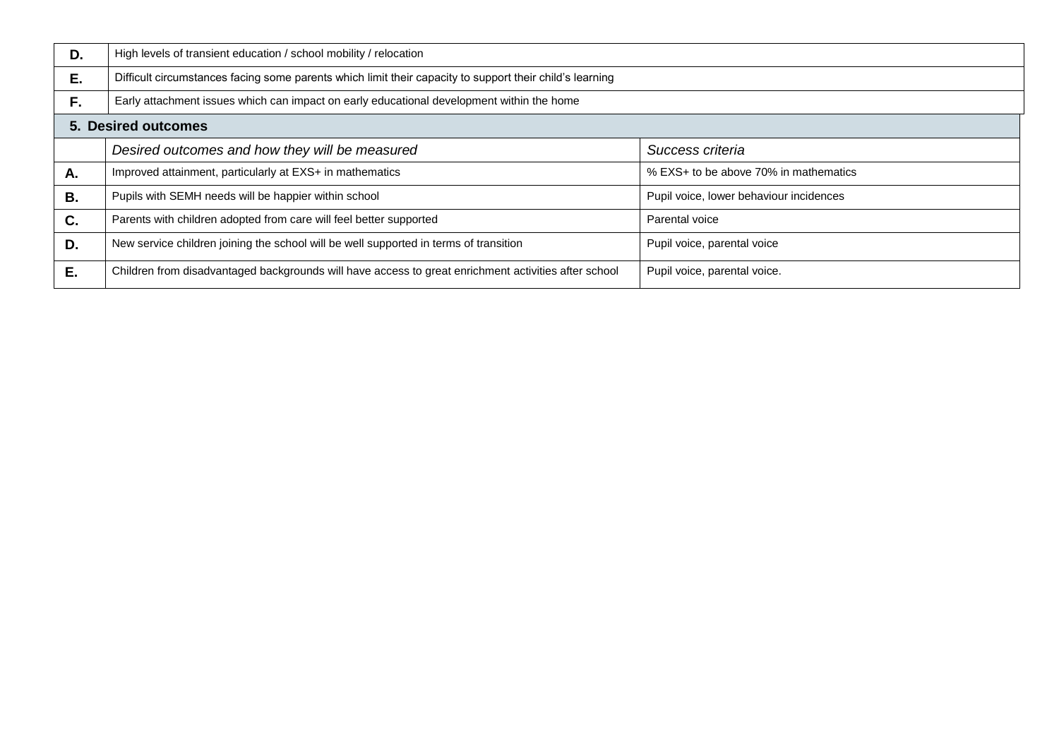| | |
|---|---|
| **D.** | High levels of transient education / school mobility / relocation |
| **E.** | Difficult circumstances facing some parents which limit their capacity to support their child's learning |
| **F.** | Early attachment issues which can impact on early educational development within the home |

## 5. Desired outcomes

| | *Desired outcomes and how they will be measured* | *Success criteria* |
|---|---|---|
| **A.** | Improved attainment, particularly at EXS+ in mathematics | % EXS+ to be above 70% in mathematics |
| **B.** | Pupils with SEMH needs will be happier within school | Pupil voice, lower behaviour incidences |
| **C.** | Parents with children adopted from care will feel better supported | Parental voice |
| **D.** | New service children joining the school will be well supported in terms of transition | Pupil voice, parental voice |
| **E.** | Children from disadvantaged backgrounds will have access to great enrichment activities after school | Pupil voice, parental voice. |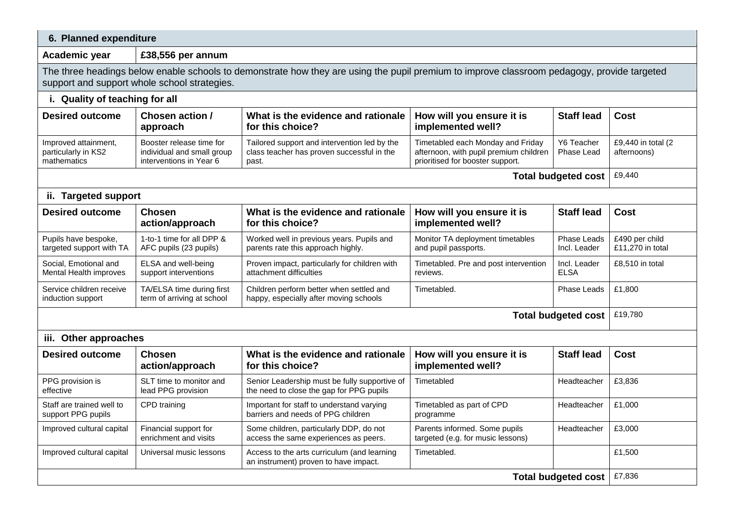## 6. Planned expenditure

| Academic year | £38,556 per annum |
|---|---|

The three headings below enable schools to demonstrate how they are using the pupil premium to improve classroom pedagogy, provide targeted support and support whole school strategies.

### i. Quality of teaching for all

| Desired outcome | Chosen action / approach | What is the evidence and rationale for this choice? | How will you ensure it is implemented well? | Staff lead | Cost |
|---|---|---|---|---|---|
| Improved attainment, particularly in KS2 mathematics | Booster release time for individual and small group interventions in Year 6 | Tailored support and intervention led by the class teacher has proven successful in the past. | Timetabled each Monday and Friday afternoon, with pupil premium children prioritised for booster support. | Y6 Teacher Phase Lead | £9,440 in total (2 afternoons) |
| | | | | **Total budgeted cost** | £9,440 |

### ii. Targeted support

| Desired outcome | Chosen action/approach | What is the evidence and rationale for this choice? | How will you ensure it is implemented well? | Staff lead | Cost |
|---|---|---|---|---|---|
| Pupils have bespoke, targeted support with TA | 1-to-1 time for all DPP & AFC pupils (23 pupils) | Worked well in previous years. Pupils and parents rate this approach highly. | Monitor TA deployment timetables and pupil passports. | Phase Leads Incl. Leader | £490 per child £11,270 in total |
| Social, Emotional and Mental Health improves | ELSA and well-being support interventions | Proven impact, particularly for children with attachment difficulties | Timetabled. Pre and post intervention reviews. | Incl. Leader ELSA | £8,510 in total |
| Service children receive induction support | TA/ELSA time during first term of arriving at school | Children perform better when settled and happy, especially after moving schools | Timetabled. | Phase Leads | £1,800 |
| | | | | **Total budgeted cost** | £19,780 |

### iii. Other approaches

| Desired outcome | Chosen action/approach | What is the evidence and rationale for this choice? | How will you ensure it is implemented well? | Staff lead | Cost |
|---|---|---|---|---|---|
| PPG provision is effective | SLT time to monitor and lead PPG provision | Senior Leadership must be fully supportive of the need to close the gap for PPG pupils | Timetabled | Headteacher | £3,836 |
| Staff are trained well to support PPG pupils | CPD training | Important for staff to understand varying barriers and needs of PPG children | Timetabled as part of CPD programme | Headteacher | £1,000 |
| Improved cultural capital | Financial support for enrichment and visits | Some children, particularly DDP, do not access the same experiences as peers. | Parents informed. Some pupils targeted (e.g. for music lessons) | Headteacher | £3,000 |
| Improved cultural capital | Universal music lessons | Access to the arts curriculum (and learning an instrument) proven to have impact. | Timetabled. | | £1,500 |
| | | | | **Total budgeted cost** | £7,836 |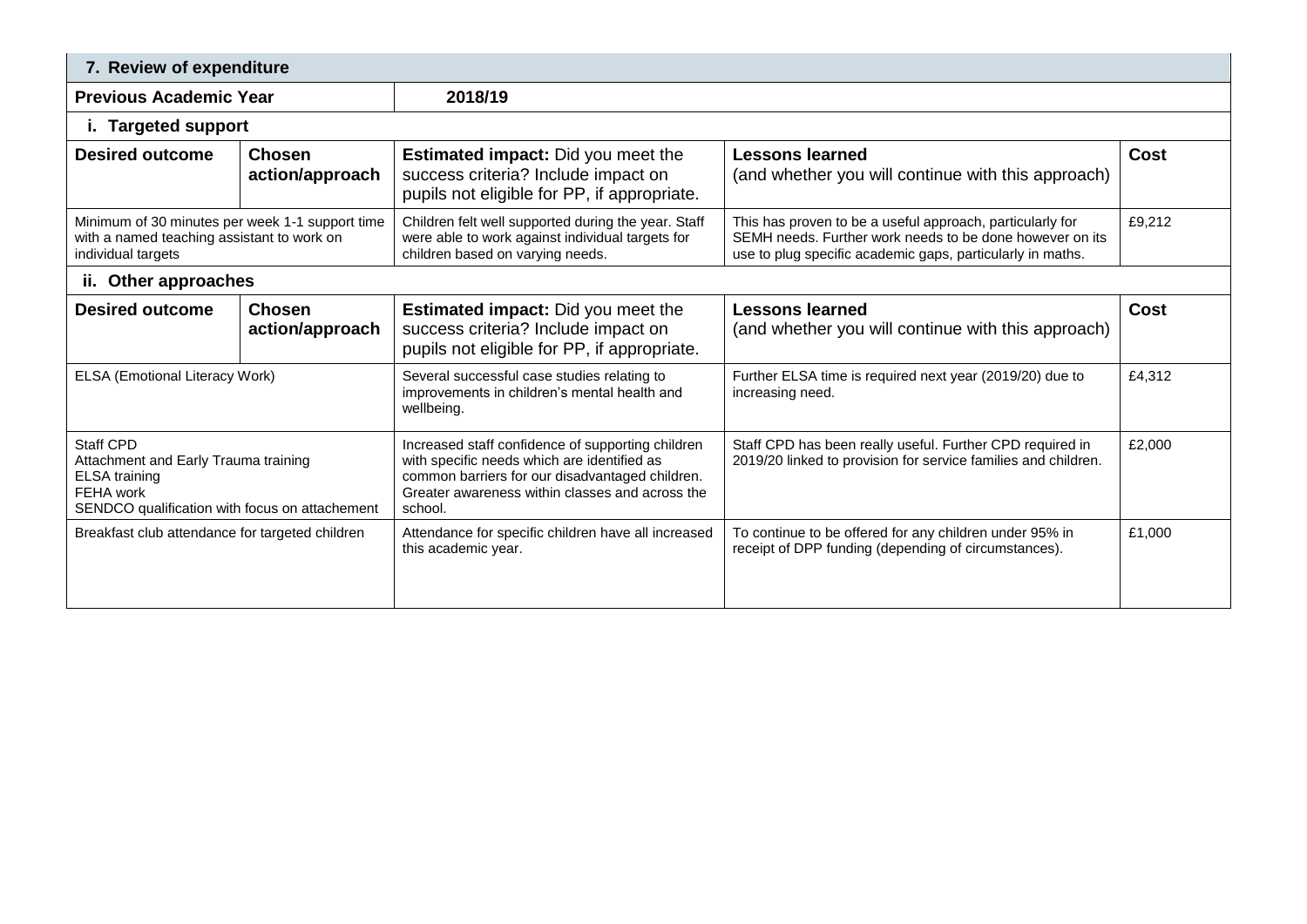## 7. Review of expenditure

| Previous Academic Year | | 2018/19 | | |
|---|---|---|---|---|
| **i. Targeted support** | | | | |
| **Desired outcome** | **Chosen action/approach** | **Estimated impact:** Did you meet the success criteria? Include impact on pupils not eligible for PP, if appropriate. | **Lessons learned** (and whether you will continue with this approach) | **Cost** |
| Minimum of 30 minutes per week 1-1 support time with a named teaching assistant to work on individual targets | | Children felt well supported during the year. Staff were able to work against individual targets for children based on varying needs. | This has proven to be a useful approach, particularly for SEMH needs. Further work needs to be done however on its use to plug specific academic gaps, particularly in maths. | £9,212 |
| **ii. Other approaches** | | | | |
| **Desired outcome** | **Chosen action/approach** | **Estimated impact:** Did you meet the success criteria? Include impact on pupils not eligible for PP, if appropriate. | **Lessons learned** (and whether you will continue with this approach) | **Cost** |
| ELSA (Emotional Literacy Work) | | Several successful case studies relating to improvements in children's mental health and wellbeing. | Further ELSA time is required next year (2019/20) due to increasing need. | £4,312 |
| Staff CPD<br>Attachment and Early Trauma training<br>ELSA training<br>FEHA work<br>SENDCO qualification with focus on attachement | | Increased staff confidence of supporting children with specific needs which are identified as common barriers for our disadvantaged children. Greater awareness within classes and across the school. | Staff CPD has been really useful. Further CPD required in 2019/20 linked to provision for service families and children. | £2,000 |
| Breakfast club attendance for targeted children | | Attendance for specific children have all increased this academic year. | To continue to be offered for any children under 95% in receipt of DPP funding (depending of circumstances). | £1,000 |